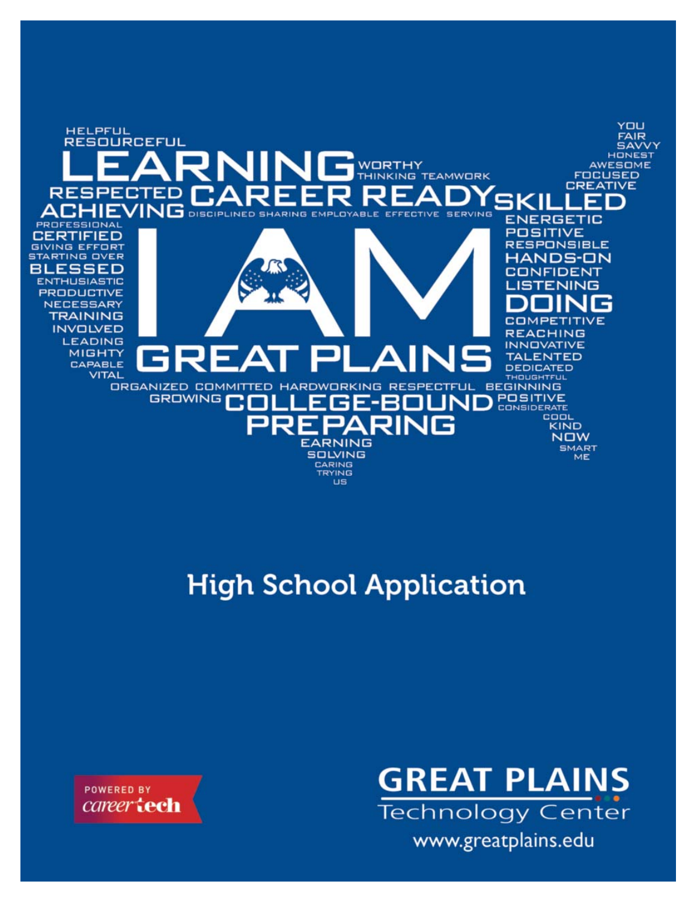HELPFUL
RESOURCEFUL
LEARNING WORTHY THINKING TEAMWORK
RESPECTED CAREER READY SKILLED
ACHIEVING DISCIPLINED SHARING EMPLOYABLE EFFECTIVE SERVING

YOU
FAIR
SAVVY
HONEST
AWESOME
FOCUSED
CREATIVE

PROFESSIONAL
CERTIFIED
GIVING EFFORT
STARTING OVER
BLESSED
ENTHUSIASTIC
PRODUCTIVE
NECESSARY
TRAINING
INVOLVED
LEADING
MIGHTY
CAPABLE
VITAL

# I AM GREAT PLAINS

ENERGETIC
POSITIVE
RESPONSIBLE
HANDS-ON
CONFIDENT
LISTENING
DOING
COMPETITIVE
REACHING
INNOVATIVE
TALENTED
DEDICATED
THOUGHTFUL

ORGANIZED COMMITTED HARDWORKING RESPECTFUL BEGINNING
GROWING COLLEGE-BOUND POSITIVE CONSIDERATE
PREPARING
COOL
KIND
NOW
SMART
ME
EARNING
SOLVING
CARING
TRYING
US

# High School Application

POWERED BY careertech

**GREAT PLAINS**
Technology Center
www.greatplains.edu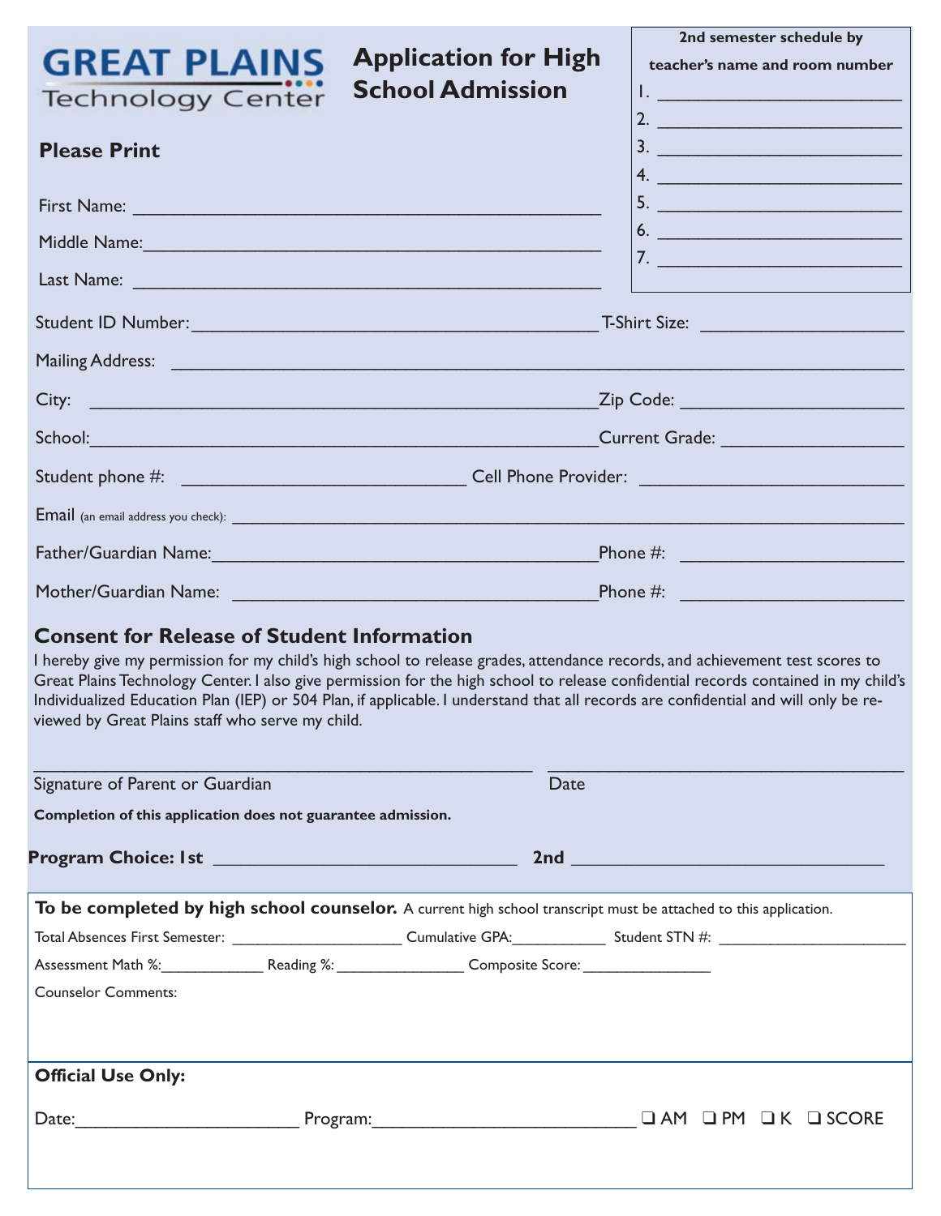**GREAT PLAINS**
Technology Center

# Application for High School Admission

**2nd semester schedule by teacher's name and room number**

1. ______________________
2. ______________________
3. ______________________
4. ______________________
5. ______________________
6. ______________________
7. ______________________

**Please Print**

First Name: ______________________________________________

Middle Name:______________________________________________

Last Name: ______________________________________________

Student ID Number:________________________________________ T-Shirt Size: ____________________

Mailing Address: ________________________________________________________________________

City: ___________________________________________________Zip Code: ______________________

School:__________________________________________________Current Grade: __________________

Student phone #: ___________________________ Cell Phone Provider: __________________________

Email (an email address you check): ________________________________________________________

Father/Guardian Name:____________________________________Phone #: _____________________

Mother/Guardian Name: ___________________________________Phone #: _____________________

## Consent for Release of Student Information

I hereby give my permission for my child's high school to release grades, attendance records, and achievement test scores to Great Plains Technology Center. I also give permission for the high school to release confidential records contained in my child's Individualized Education Plan (IEP) or 504 Plan, if applicable. I understand that all records are confidential and will only be reviewed by Great Plains staff who serve my child.

_____________________________________________ _________________________________

Signature of Parent or Guardian Date

**Completion of this application does not guarantee admission.**

**Program Choice: 1st** ______________________________ **2nd** ______________________________

**To be completed by high school counselor.** A current high school transcript must be attached to this application.

Total Absences First Semester: ___________________ Cumulative GPA:__________ Student STN #: ____________________

Assessment Math %:____________ Reading %:______________ Composite Score:______________

Counselor Comments:

**Official Use Only:**

Date:______________________ Program:___________________________ ❑ AM ❑ PM ❑ K ❑ SCORE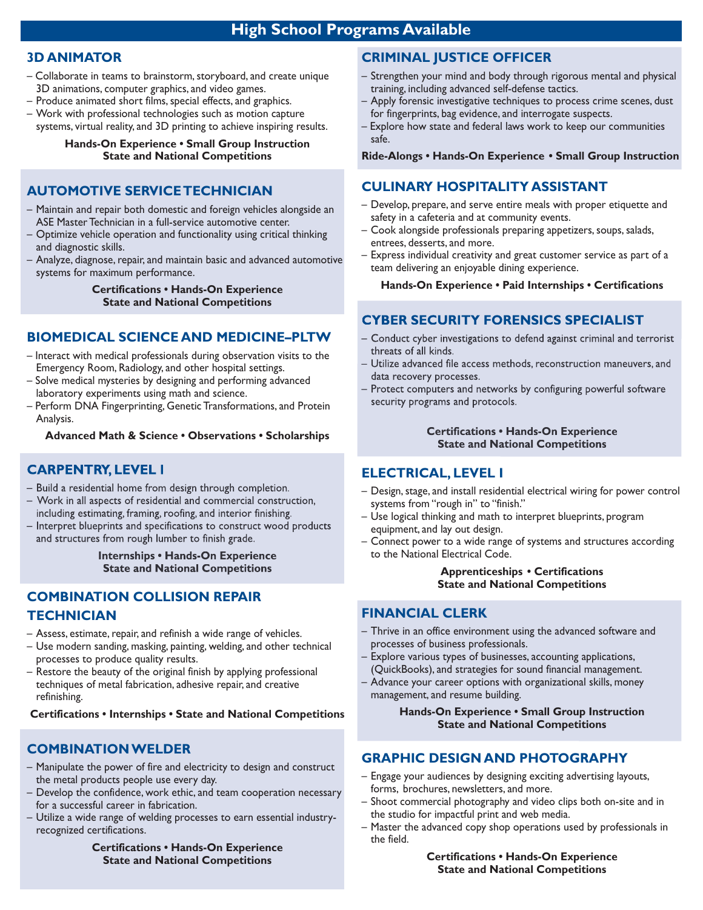# High School Programs Available

## 3D ANIMATOR

- Collaborate in teams to brainstorm, storyboard, and create unique 3D animations, computer graphics, and video games.
- Produce animated short films, special effects, and graphics.
- Work with professional technologies such as motion capture systems, virtual reality, and 3D printing to achieve inspiring results.

**Hands-On Experience • Small Group Instruction**
**State and National Competitions**

## AUTOMOTIVE SERVICE TECHNICIAN

- Maintain and repair both domestic and foreign vehicles alongside an ASE Master Technician in a full-service automotive center.
- Optimize vehicle operation and functionality using critical thinking and diagnostic skills.
- Analyze, diagnose, repair, and maintain basic and advanced automotive systems for maximum performance.

**Certifications • Hands-On Experience**
**State and National Competitions**

## BIOMEDICAL SCIENCE AND MEDICINE–PLTW

- Interact with medical professionals during observation visits to the Emergency Room, Radiology, and other hospital settings.
- Solve medical mysteries by designing and performing advanced laboratory experiments using math and science.
- Perform DNA Fingerprinting, Genetic Transformations, and Protein Analysis.

**Advanced Math & Science • Observations • Scholarships**

## CARPENTRY, LEVEL I

- Build a residential home from design through completion.
- Work in all aspects of residential and commercial construction, including estimating, framing, roofing, and interior finishing.
- Interpret blueprints and specifications to construct wood products and structures from rough lumber to finish grade.

**Internships • Hands-On Experience**
**State and National Competitions**

## COMBINATION COLLISION REPAIR TECHNICIAN

- Assess, estimate, repair, and refinish a wide range of vehicles.
- Use modern sanding, masking, painting, welding, and other technical processes to produce quality results.
- Restore the beauty of the original finish by applying professional techniques of metal fabrication, adhesive repair, and creative refinishing.

**Certifications • Internships • State and National Competitions**

## COMBINATION WELDER

- Manipulate the power of fire and electricity to design and construct the metal products people use every day.
- Develop the confidence, work ethic, and team cooperation necessary for a successful career in fabrication.
- Utilize a wide range of welding processes to earn essential industry-recognized certifications.

**Certifications • Hands-On Experience**
**State and National Competitions**

## CRIMINAL JUSTICE OFFICER

- Strengthen your mind and body through rigorous mental and physical training, including advanced self-defense tactics.
- Apply forensic investigative techniques to process crime scenes, dust for fingerprints, bag evidence, and interrogate suspects.
- Explore how state and federal laws work to keep our communities safe.

**Ride-Alongs • Hands-On Experience • Small Group Instruction**

## CULINARY HOSPITALITY ASSISTANT

- Develop, prepare, and serve entire meals with proper etiquette and safety in a cafeteria and at community events.
- Cook alongside professionals preparing appetizers, soups, salads, entrees, desserts, and more.
- Express individual creativity and great customer service as part of a team delivering an enjoyable dining experience.

**Hands-On Experience • Paid Internships • Certifications**

## CYBER SECURITY FORENSICS SPECIALIST

- Conduct cyber investigations to defend against criminal and terrorist threats of all kinds.
- Utilize advanced file access methods, reconstruction maneuvers, and data recovery processes.
- Protect computers and networks by configuring powerful software security programs and protocols.

**Certifications • Hands-On Experience**
**State and National Competitions**

## ELECTRICAL, LEVEL I

- Design, stage, and install residential electrical wiring for power control systems from "rough in" to "finish."
- Use logical thinking and math to interpret blueprints, program equipment, and lay out design.
- Connect power to a wide range of systems and structures according to the National Electrical Code.

**Apprenticeships • Certifications**
**State and National Competitions**

## FINANCIAL CLERK

- Thrive in an office environment using the advanced software and processes of business professionals.
- Explore various types of businesses, accounting applications, (QuickBooks), and strategies for sound financial management.
- Advance your career options with organizational skills, money management, and resume building.

**Hands-On Experience • Small Group Instruction**
**State and National Competitions**

## GRAPHIC DESIGN AND PHOTOGRAPHY

- Engage your audiences by designing exciting advertising layouts, forms, brochures, newsletters, and more.
- Shoot commercial photography and video clips both on-site and in the studio for impactful print and web media.
- Master the advanced copy shop operations used by professionals in the field.

**Certifications • Hands-On Experience**
**State and National Competitions**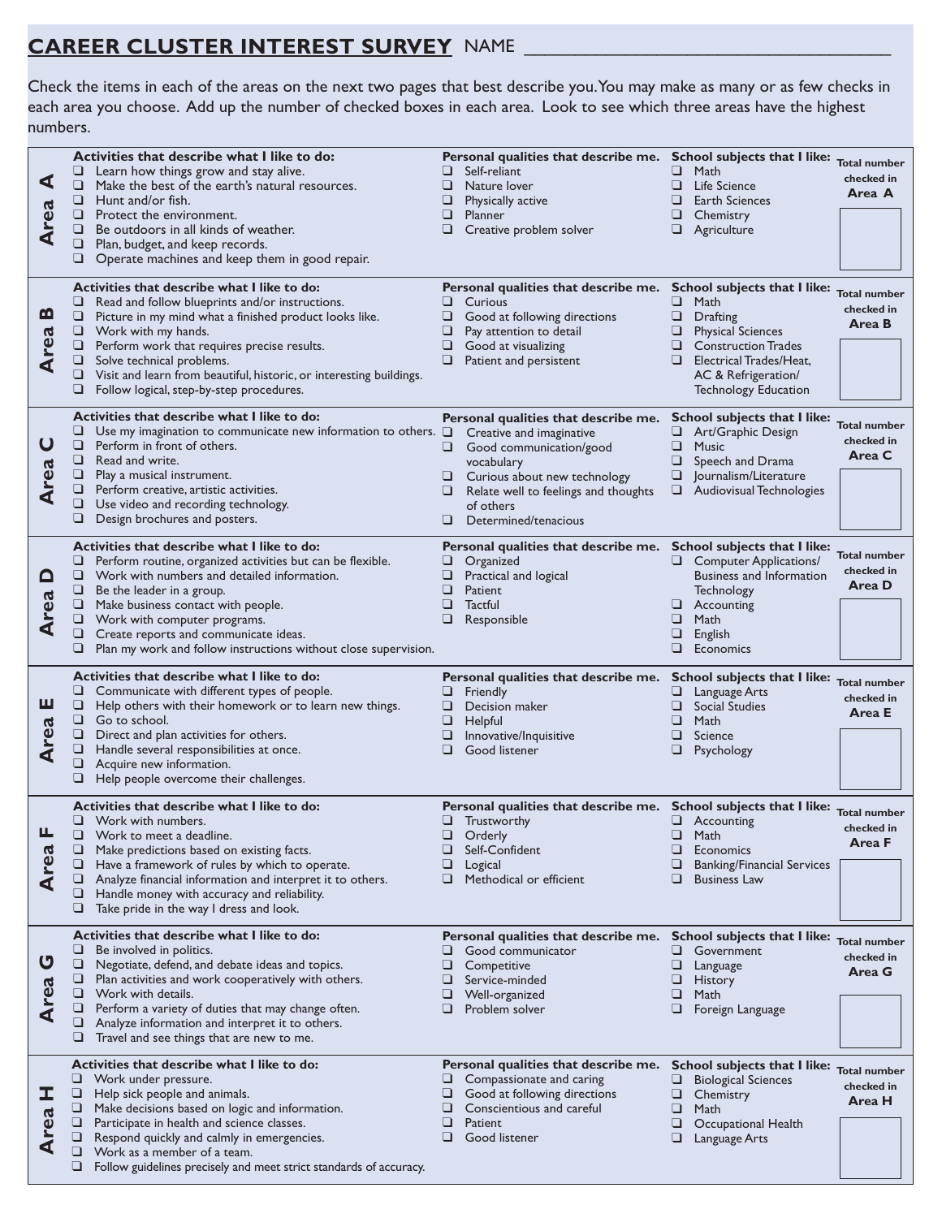# CAREER CLUSTER INTEREST SURVEY NAME ____________________________________

Check the items in each of the areas on the next two pages that best describe you. You may make as many or as few checks in each area you choose. Add up the number of checked boxes in each area. Look to see which three areas have the highest numbers.

## Area A

**Activities that describe what I like to do:**
- ❑ Learn how things grow and stay alive.
- ❑ Make the best of the earth's natural resources.
- ❑ Hunt and/or fish.
- ❑ Protect the environment.
- ❑ Be outdoors in all kinds of weather.
- ❑ Plan, budget, and keep records.
- ❑ Operate machines and keep them in good repair.

**Personal qualities that describe me.**
- ❑ Self-reliant
- ❑ Nature lover
- ❑ Physically active
- ❑ Planner
- ❑ Creative problem solver

**School subjects that I like:**
- ❑ Math
- ❑ Life Science
- ❑ Earth Sciences
- ❑ Chemistry
- ❑ Agriculture

**Total number checked in Area A** ____

## Area B

**Activities that describe what I like to do:**
- ❑ Read and follow blueprints and/or instructions.
- ❑ Picture in my mind what a finished product looks like.
- ❑ Work with my hands.
- ❑ Perform work that requires precise results.
- ❑ Solve technical problems.
- ❑ Visit and learn from beautiful, historic, or interesting buildings.
- ❑ Follow logical, step-by-step procedures.

**Personal qualities that describe me.**
- ❑ Curious
- ❑ Good at following directions
- ❑ Pay attention to detail
- ❑ Good at visualizing
- ❑ Patient and persistent

**School subjects that I like:**
- ❑ Math
- ❑ Drafting
- ❑ Physical Sciences
- ❑ Construction Trades
- ❑ Electrical Trades/Heat, AC & Refrigeration/ Technology Education

**Total number checked in Area B** ____

## Area C

**Activities that describe what I like to do:**
- ❑ Use my imagination to communicate new information to others.
- ❑ Perform in front of others.
- ❑ Read and write.
- ❑ Play a musical instrument.
- ❑ Perform creative, artistic activities.
- ❑ Use video and recording technology.
- ❑ Design brochures and posters.

**Personal qualities that describe me.**
- ❑ Creative and imaginative
- ❑ Good communication/good vocabulary
- ❑ Curious about new technology
- ❑ Relate well to feelings and thoughts of others
- ❑ Determined/tenacious

**School subjects that I like:**
- ❑ Art/Graphic Design
- ❑ Music
- ❑ Speech and Drama
- ❑ Journalism/Literature
- ❑ Audiovisual Technologies

**Total number checked in Area C** ____

## Area D

**Activities that describe what I like to do:**
- ❑ Perform routine, organized activities but can be flexible.
- ❑ Work with numbers and detailed information.
- ❑ Be the leader in a group.
- ❑ Make business contact with people.
- ❑ Work with computer programs.
- ❑ Create reports and communicate ideas.
- ❑ Plan my work and follow instructions without close supervision.

**Personal qualities that describe me.**
- ❑ Organized
- ❑ Practical and logical
- ❑ Patient
- ❑ Tactful
- ❑ Responsible

**School subjects that I like:**
- ❑ Computer Applications/ Business and Information Technology
- ❑ Accounting
- ❑ Math
- ❑ English
- ❑ Economics

**Total number checked in Area D** ____

## Area E

**Activities that describe what I like to do:**
- ❑ Communicate with different types of people.
- ❑ Help others with their homework or to learn new things.
- ❑ Go to school.
- ❑ Direct and plan activities for others.
- ❑ Handle several responsibilities at once.
- ❑ Acquire new information.
- ❑ Help people overcome their challenges.

**Personal qualities that describe me.**
- ❑ Friendly
- ❑ Decision maker
- ❑ Helpful
- ❑ Innovative/Inquisitive
- ❑ Good listener

**School subjects that I like:**
- ❑ Language Arts
- ❑ Social Studies
- ❑ Math
- ❑ Science
- ❑ Psychology

**Total number checked in Area E** ____

## Area F

**Activities that describe what I like to do:**
- ❑ Work with numbers.
- ❑ Work to meet a deadline.
- ❑ Make predictions based on existing facts.
- ❑ Have a framework of rules by which to operate.
- ❑ Analyze financial information and interpret it to others.
- ❑ Handle money with accuracy and reliability.
- ❑ Take pride in the way I dress and look.

**Personal qualities that describe me.**
- ❑ Trustworthy
- ❑ Orderly
- ❑ Self-Confident
- ❑ Logical
- ❑ Methodical or efficient

**School subjects that I like:**
- ❑ Accounting
- ❑ Math
- ❑ Economics
- ❑ Banking/Financial Services
- ❑ Business Law

**Total number checked in Area F** ____

## Area G

**Activities that describe what I like to do:**
- ❑ Be involved in politics.
- ❑ Negotiate, defend, and debate ideas and topics.
- ❑ Plan activities and work cooperatively with others.
- ❑ Work with details.
- ❑ Perform a variety of duties that may change often.
- ❑ Analyze information and interpret it to others.
- ❑ Travel and see things that are new to me.

**Personal qualities that describe me.**
- ❑ Good communicator
- ❑ Competitive
- ❑ Service-minded
- ❑ Well-organized
- ❑ Problem solver

**School subjects that I like:**
- ❑ Government
- ❑ Language
- ❑ History
- ❑ Math
- ❑ Foreign Language

**Total number checked in Area G** ____

## Area H

**Activities that describe what I like to do:**
- ❑ Work under pressure.
- ❑ Help sick people and animals.
- ❑ Make decisions based on logic and information.
- ❑ Participate in health and science classes.
- ❑ Respond quickly and calmly in emergencies.
- ❑ Work as a member of a team.
- ❑ Follow guidelines precisely and meet strict standards of accuracy.

**Personal qualities that describe me.**
- ❑ Compassionate and caring
- ❑ Good at following directions
- ❑ Conscientious and careful
- ❑ Patient
- ❑ Good listener

**School subjects that I like:**
- ❑ Biological Sciences
- ❑ Chemistry
- ❑ Math
- ❑ Occupational Health
- ❑ Language Arts

**Total number checked in Area H** ____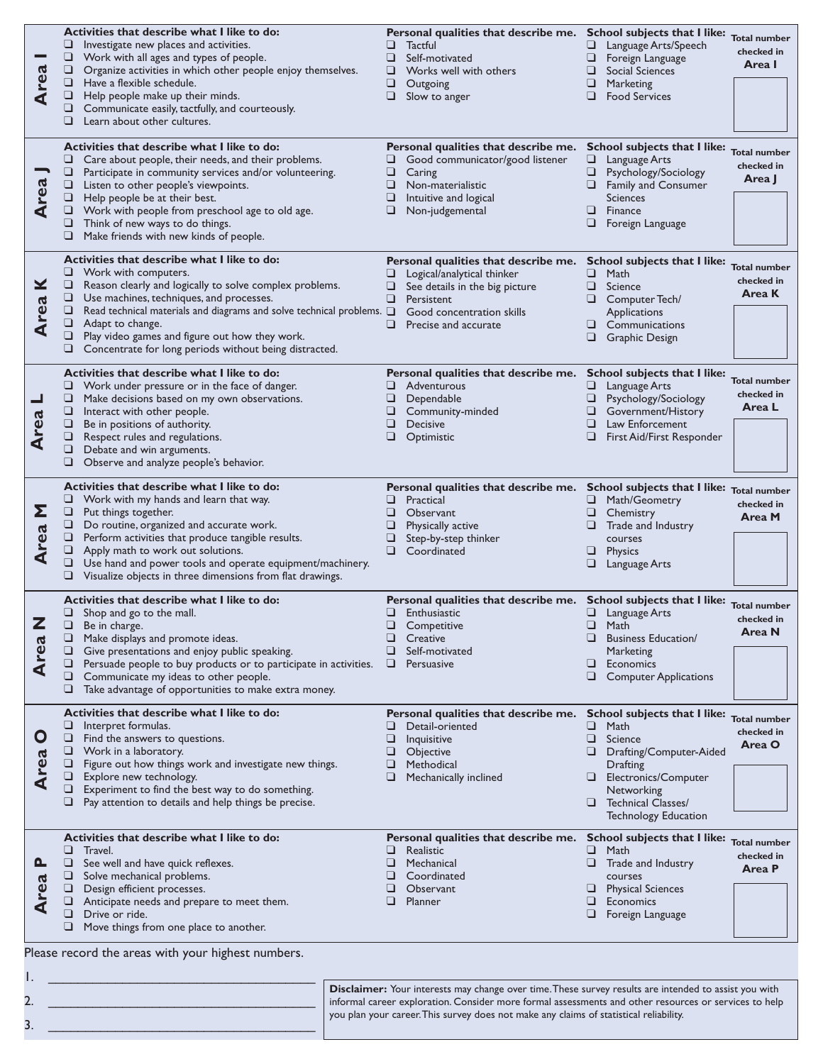## Area I

**Activities that describe what I like to do:**

- ❑ Investigate new places and activities.
- ❑ Work with all ages and types of people.
- ❑ Organize activities in which other people enjoy themselves.
- ❑ Have a flexible schedule.
- ❑ Help people make up their minds.
- ❑ Communicate easily, tactfully, and courteously.
- ❑ Learn about other cultures.

**Personal qualities that describe me.**

- ❑ Tactful
- ❑ Self-motivated
- ❑ Works well with others
- ❑ Outgoing
- ❑ Slow to anger

**School subjects that I like:**

- ❑ Language Arts/Speech
- ❑ Foreign Language
- ❑ Social Sciences
- ❑ Marketing
- ❑ Food Services

**Total number checked in Area I**

## Area J

**Activities that describe what I like to do:**

- ❑ Care about people, their needs, and their problems.
- ❑ Participate in community services and/or volunteering.
- ❑ Listen to other people's viewpoints.
- ❑ Help people be at their best.
- ❑ Work with people from preschool age to old age.
- ❑ Think of new ways to do things.
- ❑ Make friends with new kinds of people.

**Personal qualities that describe me.**

- ❑ Good communicator/good listener
- ❑ Caring
- ❑ Non-materialistic
- ❑ Intuitive and logical
- ❑ Non-judgemental

**School subjects that I like:**

- ❑ Language Arts
- ❑ Psychology/Sociology
- ❑ Family and Consumer Sciences
- ❑ Finance
- ❑ Foreign Language

**Total number checked in Area J**

## Area K

**Activities that describe what I like to do:**

- ❑ Work with computers.
- ❑ Reason clearly and logically to solve complex problems.
- ❑ Use machines, techniques, and processes.
- ❑ Read technical materials and diagrams and solve technical problems.
- ❑ Adapt to change.
- ❑ Play video games and figure out how they work.
- ❑ Concentrate for long periods without being distracted.

**Personal qualities that describe me.**

- ❑ Logical/analytical thinker
- ❑ See details in the big picture
- ❑ Persistent
- ❑ Good concentration skills
- ❑ Precise and accurate

**School subjects that I like:**

- ❑ Math
- ❑ Science
- ❑ Computer Tech/ Applications
- ❑ Communications
- ❑ Graphic Design

**Total number checked in Area K**

## Area L

**Activities that describe what I like to do:**

- ❑ Work under pressure or in the face of danger.
- ❑ Make decisions based on my own observations.
- ❑ Interact with other people.
- ❑ Be in positions of authority.
- ❑ Respect rules and regulations.
- ❑ Debate and win arguments.
- ❑ Observe and analyze people's behavior.

**Personal qualities that describe me.**

- ❑ Adventurous
- ❑ Dependable
- ❑ Community-minded
- ❑ Decisive
- ❑ Optimistic

**School subjects that I like:**

- ❑ Language Arts
- ❑ Psychology/Sociology
- ❑ Government/History
- ❑ Law Enforcement
- ❑ First Aid/First Responder

**Total number checked in Area L**

## Area M

**Activities that describe what I like to do:**

- ❑ Work with my hands and learn that way.
- ❑ Put things together.
- ❑ Do routine, organized and accurate work.
- ❑ Perform activities that produce tangible results.
- ❑ Apply math to work out solutions.
- ❑ Use hand and power tools and operate equipment/machinery.
- ❑ Visualize objects in three dimensions from flat drawings.

**Personal qualities that describe me.**

- ❑ Practical
- ❑ Observant
- ❑ Physically active
- ❑ Step-by-step thinker
- ❑ Coordinated

**School subjects that I like:**

- ❑ Math/Geometry
- ❑ Chemistry
- ❑ Trade and Industry courses
- ❑ Physics
- ❑ Language Arts

**Total number checked in Area M**

## Area N

**Activities that describe what I like to do:**

- ❑ Shop and go to the mall.
- ❑ Be in charge.
- ❑ Make displays and promote ideas.
- ❑ Give presentations and enjoy public speaking.
- ❑ Persuade people to buy products or to participate in activities.
- ❑ Communicate my ideas to other people.
- ❑ Take advantage of opportunities to make extra money.

**Personal qualities that describe me.**

- ❑ Enthusiastic
- ❑ Competitive
- ❑ Creative
- ❑ Self-motivated
- ❑ Persuasive

**School subjects that I like:**

- ❑ Language Arts
- ❑ Math
- ❑ Business Education/ Marketing
- ❑ Economics
- ❑ Computer Applications

**Total number checked in Area N**

## Area O

**Activities that describe what I like to do:**

- ❑ Interpret formulas.
- ❑ Find the answers to questions.
- ❑ Work in a laboratory.
- ❑ Figure out how things work and investigate new things.
- ❑ Explore new technology.
- ❑ Experiment to find the best way to do something.
- ❑ Pay attention to details and help things be precise.

**Personal qualities that describe me.**

- ❑ Detail-oriented
- ❑ Inquisitive
- ❑ Objective
- ❑ Methodical
- ❑ Mechanically inclined

**School subjects that I like:**

- ❑ Math
- ❑ Science
- ❑ Drafting/Computer-Aided Drafting
- ❑ Electronics/Computer Networking
- ❑ Technical Classes/ Technology Education

**Total number checked in Area O**

## Area P

**Activities that describe what I like to do:**

- ❑ Travel.
- ❑ See well and have quick reflexes.
- ❑ Solve mechanical problems.
- ❑ Design efficient processes.
- ❑ Anticipate needs and prepare to meet them.
- ❑ Drive or ride.
- ❑ Move things from one place to another.

**Personal qualities that describe me.**

- ❑ Realistic
- ❑ Mechanical
- ❑ Coordinated
- ❑ Observant
- ❑ Planner

**School subjects that I like:**

- ❑ Math
- ❑ Trade and Industry courses
- ❑ Physical Sciences
- ❑ Economics
- ❑ Foreign Language

**Total number checked in Area P**

Please record the areas with your highest numbers.

1. ______________________________
2. ______________________________
3. ______________________________

**Disclaimer:** Your interests may change over time. These survey results are intended to assist you with informal career exploration. Consider more formal assessments and other resources or services to help you plan your career. This survey does not make any claims of statistical reliability.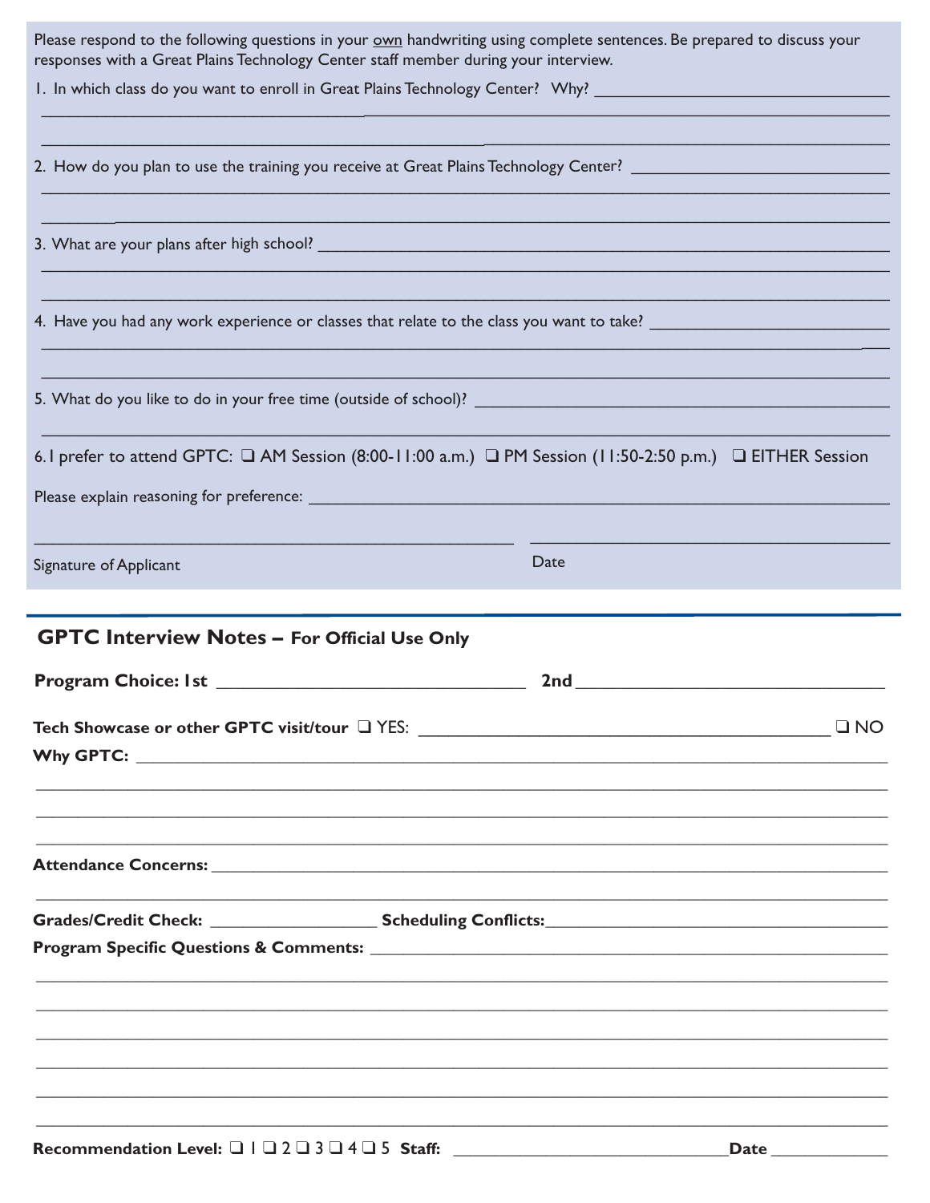Please respond to the following questions in your own handwriting using complete sentences. Be prepared to discuss your responses with a Great Plains Technology Center staff member during your interview.

1. In which class do you want to enroll in Great Plains Technology Center? Why? ______________________________

_____________________________________________________________________________________________

_____________________________________________________________________________________________

2. How do you plan to use the training you receive at Great Plains Technology Center? ______________________

_____________________________________________________________________________________________

_____________________________________________________________________________________________

3. What are your plans after high school? _______________________________________________________

_____________________________________________________________________________________________

_____________________________________________________________________________________________

4. Have you had any work experience or classes that relate to the class you want to take? ____________________

_____________________________________________________________________________________________

_____________________________________________________________________________________________

5. What do you like to do in your free time (outside of school)? ______________________________________

_____________________________________________________________________________________________

6. I prefer to attend GPTC: ❑ AM Session (8:00-11:00 a.m.) ❑ PM Session (11:50-2:50 p.m.) ❑ EITHER Session

Please explain reasoning for preference: ________________________________________________________

_______________________________________________ _______________________________________

Signature of Applicant Date

## GPTC Interview Notes – For Official Use Only

**Program Choice: 1st** ______________________________ **2nd** ______________________________

**Tech Showcase or other GPTC visit/tour** ❑ YES: ________________________________________ ❑ NO

**Why GPTC:** ___________________________________________________________________________

_____________________________________________________________________________________________

_____________________________________________________________________________________________

_____________________________________________________________________________________________

**Attendance Concerns:** __________________________________________________________________

_____________________________________________________________________________________________

**Grades/Credit Check:** __________________ **Scheduling Conflicts:** ____________________________________

**Program Specific Questions & Comments:** ____________________________________________________

_____________________________________________________________________________________________

_____________________________________________________________________________________________

_____________________________________________________________________________________________

_____________________________________________________________________________________________

_____________________________________________________________________________________________

_____________________________________________________________________________________________

**Recommendation Level:** ❑ 1 ❑ 2 ❑ 3 ❑ 4 ❑ 5 **Staff:** ______________________________ **Date** ____________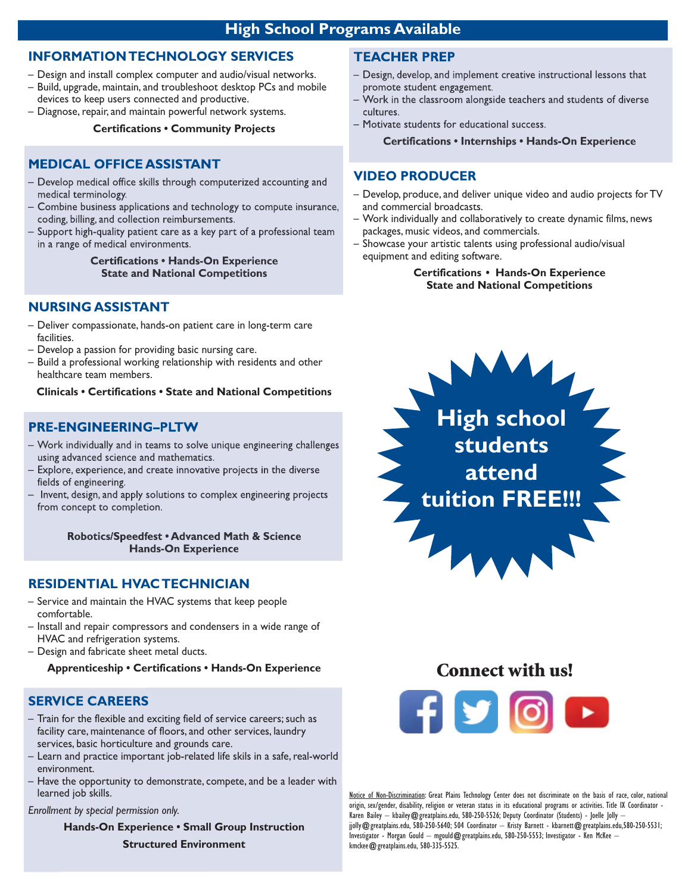# High School Programs Available

## INFORMATION TECHNOLOGY SERVICES

- Design and install complex computer and audio/visual networks.
- Build, upgrade, maintain, and troubleshoot desktop PCs and mobile devices to keep users connected and productive.
- Diagnose, repair, and maintain powerful network systems.

**Certifications • Community Projects**

## MEDICAL OFFICE ASSISTANT

- Develop medical office skills through computerized accounting and medical terminology.
- Combine business applications and technology to compute insurance, coding, billing, and collection reimbursements.
- Support high-quality patient care as a key part of a professional team in a range of medical environments.

**Certifications • Hands-On Experience**
**State and National Competitions**

## NURSING ASSISTANT

- Deliver compassionate, hands-on patient care in long-term care facilities.
- Develop a passion for providing basic nursing care.
- Build a professional working relationship with residents and other healthcare team members.

**Clinicals • Certifications • State and National Competitions**

## PRE-ENGINEERING–PLTW

- Work individually and in teams to solve unique engineering challenges using advanced science and mathematics.
- Explore, experience, and create innovative projects in the diverse fields of engineering.
- Invent, design, and apply solutions to complex engineering projects from concept to completion.

**Robotics/Speedfest • Advanced Math & Science**
**Hands-On Experience**

## RESIDENTIAL HVAC TECHNICIAN

- Service and maintain the HVAC systems that keep people comfortable.
- Install and repair compressors and condensers in a wide range of HVAC and refrigeration systems.
- Design and fabricate sheet metal ducts.

**Apprenticeship • Certifications • Hands-On Experience**

## SERVICE CAREERS

- Train for the flexible and exciting field of service careers; such as facility care, maintenance of floors, and other services, laundry services, basic horticulture and grounds care.
- Learn and practice important job-related life skils in a safe, real-world environment.
- Have the opportunity to demonstrate, compete, and be a leader with learned job skills.

*Enrollment by special permission only.*

**Hands-On Experience • Small Group Instruction**
**Structured Environment**

## TEACHER PREP

- Design, develop, and implement creative instructional lessons that promote student engagement.
- Work in the classroom alongside teachers and students of diverse cultures.
- Motivate students for educational success.

**Certifications • Internships • Hands-On Experience**

## VIDEO PRODUCER

- Develop, produce, and deliver unique video and audio projects for TV and commercial broadcasts.
- Work individually and collaboratively to create dynamic films, news packages, music videos, and commercials.
- Showcase your artistic talents using professional audio/visual equipment and editing software.

**Certifications • Hands-On Experience**
**State and National Competitions**

**High school students attend tuition FREE!!!**

**Connect with us!**

Notice of Non-Discrimination: Great Plains Technology Center does not discriminate on the basis of race, color, national origin, sex/gender, disability, religion or veteran status in its educational programs or activities. Title IX Coordinator - Karen Bailey – kbailey@greatplains.edu, 580-250-5526; Deputy Coordinator (Students) - Joelle Jolly – jjolly@greatplains.edu, 580-250-5640; 504 Coordinator – Kristy Barnett - kbarnett@greatplains.edu,580-250-5531; Investigator - Morgan Gould – mgould@greatplains.edu, 580-250-5553; Investigator - Ken McKee – kmckee@greatplains.edu, 580-335-5525.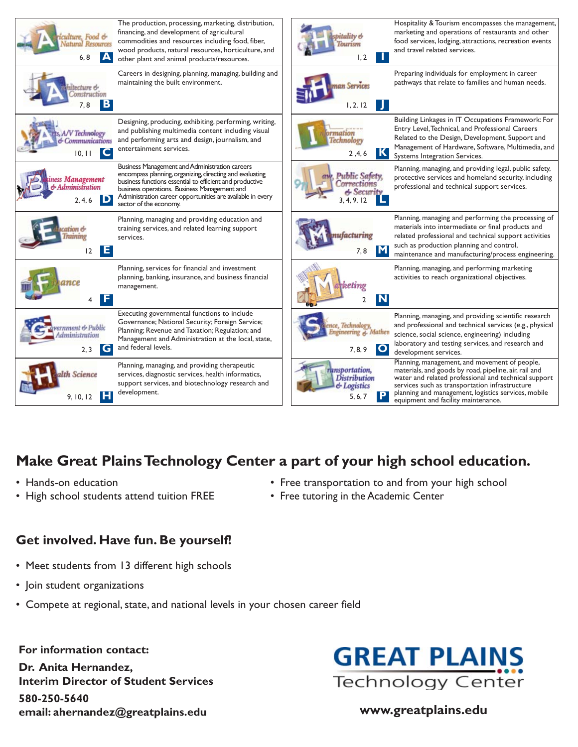| Career Cluster | Numbers | Letter | Description |
| --- | --- | --- | --- |
| Agriculture, Food & Natural Resources | 6, 8 | A | The production, processing, marketing, distribution, financing, and development of agricultural commodities and resources including food, fiber, wood products, natural resources, horticulture, and other plant and animal products/resources. |
| Architecture & Construction | 7, 8 | B | Careers in designing, planning, managing, building and maintaining the built environment. |
| Arts, A/V Technology & Communications | 10, 11 | C | Designing, producing, exhibiting, performing, writing, and publishing multimedia content including visual and performing arts and design, journalism, and entertainment services. |
| Business Management & Administration | 2, 4, 6 | D | Business Management and Administration careers encompass planning, organizing, directing and evaluating business functions essential to efficient and productive business operations. Business Management and Administration career opportunities are available in every sector of the economy. |
| Education & Training | 12 | E | Planning, managing and providing education and training services, and related learning support services. |
| Finance | 4 | F | Planning, services for financial and investment planning, banking, insurance, and business financial management. |
| Government & Public Administration | 2, 3 | G | Executing governmental functions to include Governance; National Security; Foreign Service; Planning; Revenue and Taxation; Regulation; and Management and Administration at the local, state, and federal levels. |
| Health Science | 9, 10, 12 | H | Planning, managing, and providing therapeutic services, diagnostic services, health informatics, support services, and biotechnology research and development. |
| Hospitality & Tourism | 1, 2 | I | Hospitality & Tourism encompasses the management, marketing and operations of restaurants and other food services, lodging, attractions, recreation events and travel related services. |
| Human Services | 1, 2, 12 | J | Preparing individuals for employment in career pathways that relate to families and human needs. |
| Information Technology | 2, 4, 6 | K | Building Linkages in IT Occupations Framework: For Entry Level, Technical, and Professional Careers Related to the Design, Development, Support and Management of Hardware, Software, Multimedia, and Systems Integration Services. |
| Law, Public Safety, Corrections & Security | 3, 4, 9, 12 | L | Planning, managing, and providing legal, public safety, protective services and homeland security, including professional and technical support services. |
| Manufacturing | 7, 8 | M | Planning, managing and performing the processing of materials into intermediate or final products and related professional and technical support activities such as production planning and control, maintenance and manufacturing/process engineering. |
| Marketing | 2 | N | Planning, managing, and performing marketing activities to reach organizational objectives. |
| Science, Technology, Engineering & Mathematics | 7, 8, 9 | O | Planning, managing, and providing scientific research and professional and technical services (e.g., physical science, social science, engineering) including laboratory and testing services, and research and development services. |
| Transportation, Distribution & Logistics | 5, 6, 7 | P | Planning, management, and movement of people, materials, and goods by road, pipeline, air, rail and water and related professional and technical support services such as transportation infrastructure planning and management, logistics services, mobile equipment and facility maintenance. |

## Make Great Plains Technology Center a part of your high school education.

- Hands-on education
- High school students attend tuition FREE
- Free transportation to and from your high school
- Free tutoring in the Academic Center

## Get involved. Have fun. Be yourself!

- Meet students from 13 different high schools
- Join student organizations
- Compete at regional, state, and national levels in your chosen career field

**For information contact:**

**Dr. Anita Hernandez,**
**Interim Director of Student Services**

**580-250-5640**
**email: ahernandez@greatplains.edu**

GREAT PLAINS Technology Center

**www.greatplains.edu**